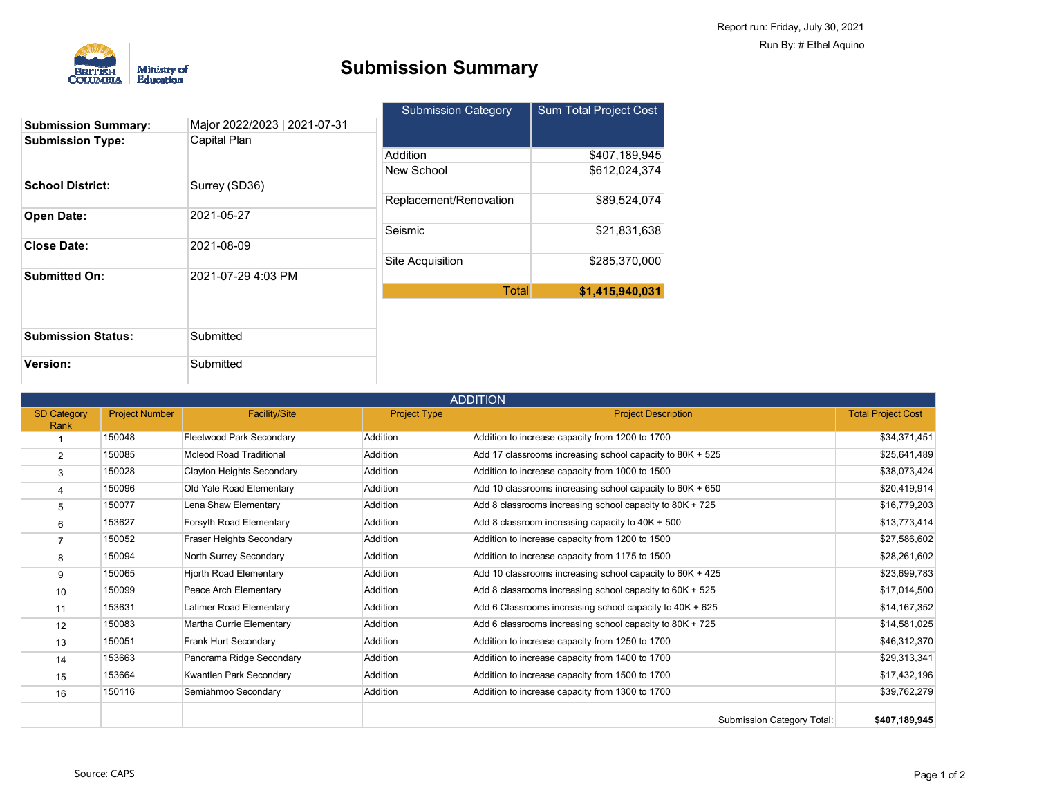Report run: Friday, July 30, 2021

Run By: # Ethel Aquino

British Columbia Ministry of Education

# Submission Summary

| Submission Summary: | Major 2022/2023 \| 2021-07-31 |
|---|---|
| Submission Type: | Capital Plan |
| School District: | Surrey (SD36) |
| Open Date: | 2021-05-27 |
| Close Date: | 2021-08-09 |
| Submitted On: | 2021-07-29 4:03 PM |
| Submission Status: | Submitted |
| Version: | Submitted |

| Submission Category | Sum Total Project Cost |
|---|---:|
| Addition | $407,189,945 |
| New School | $612,024,374 |
| Replacement/Renovation | $89,524,074 |
| Seismic | $21,831,638 |
| Site Acquisition | $285,370,000 |
| Total | **$1,415,940,031** |

## ADDITION

| SD Category Rank | Project Number | Facility/Site | Project Type | Project Description | Total Project Cost |
|---|---|---|---|---|---:|
| 1 | 150048 | Fleetwood Park Secondary | Addition | Addition to increase capacity from 1200 to 1700 | $34,371,451 |
| 2 | 150085 | Mcleod Road Traditional | Addition | Add 17 classrooms increasing school capacity to 80K + 525 | $25,641,489 |
| 3 | 150028 | Clayton Heights Secondary | Addition | Addition to increase capacity from 1000 to 1500 | $38,073,424 |
| 4 | 150096 | Old Yale Road Elementary | Addition | Add 10 classrooms increasing school capacity to 60K + 650 | $20,419,914 |
| 5 | 150077 | Lena Shaw Elementary | Addition | Add 8 classrooms increasing school capacity to 80K + 725 | $16,779,203 |
| 6 | 153627 | Forsyth Road Elementary | Addition | Add 8 classroom increasing capacity to 40K + 500 | $13,773,414 |
| 7 | 150052 | Fraser Heights Secondary | Addition | Addition to increase capacity from 1200 to 1500 | $27,586,602 |
| 8 | 150094 | North Surrey Secondary | Addition | Addition to increase capacity from 1175 to 1500 | $28,261,602 |
| 9 | 150065 | Hjorth Road Elementary | Addition | Add 10 classrooms increasing school capacity to 60K + 425 | $23,699,783 |
| 10 | 150099 | Peace Arch Elementary | Addition | Add 8 classrooms increasing school capacity to 60K + 525 | $17,014,500 |
| 11 | 153631 | Latimer Road Elementary | Addition | Add 6 Classrooms increasing school capacity to 40K + 625 | $14,167,352 |
| 12 | 150083 | Martha Currie Elementary | Addition | Add 6 classrooms increasing school capacity to 80K + 725 | $14,581,025 |
| 13 | 150051 | Frank Hurt Secondary | Addition | Addition to increase capacity from 1250 to 1700 | $46,312,370 |
| 14 | 153663 | Panorama Ridge Secondary | Addition | Addition to increase capacity from 1400 to 1700 | $29,313,341 |
| 15 | 153664 | Kwantlen Park Secondary | Addition | Addition to increase capacity from 1500 to 1700 | $17,432,196 |
| 16 | 150116 | Semiahmoo Secondary | Addition | Addition to increase capacity from 1300 to 1700 | $39,762,279 |
| | | | | Submission Category Total: | **$407,189,945** |

Source: CAPS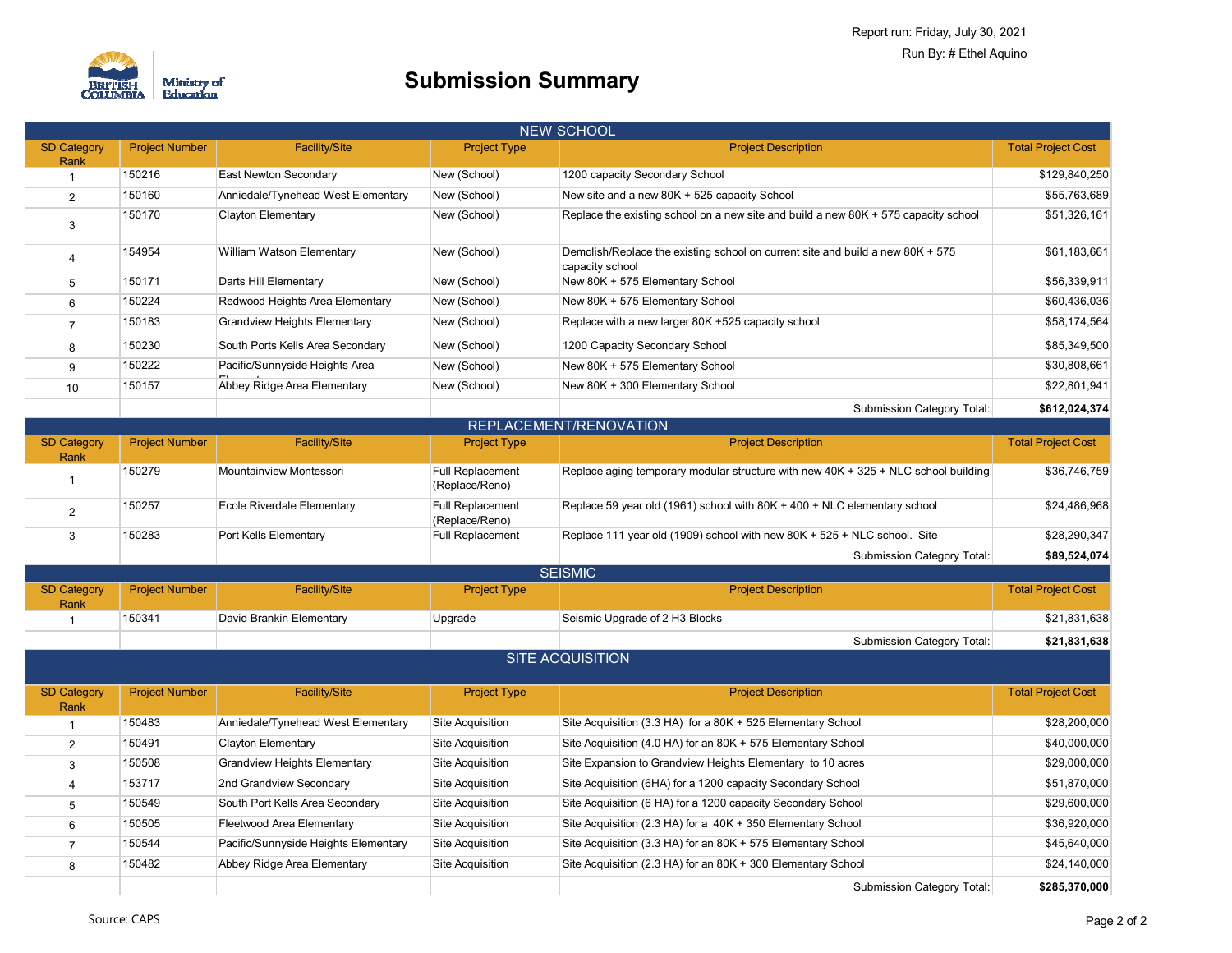Report run: Friday, July 30, 2021

Run By: # Ethel Aquino

British Columbia Ministry of Education

# Submission Summary

## NEW SCHOOL

| SD Category Rank | Project Number | Facility/Site | Project Type | Project Description | Total Project Cost |
|---|---|---|---|---|---|
| 1 | 150216 | East Newton Secondary | New (School) | 1200 capacity Secondary School | $129,840,250 |
| 2 | 150160 | Anniedale/Tynehead West Elementary | New (School) | New site and a new 80K + 525 capacity School | $55,763,689 |
| 3 | 150170 | Clayton Elementary | New (School) | Replace the existing school on a new site and build a new 80K + 575 capacity school | $51,326,161 |
| 4 | 154954 | William Watson Elementary | New (School) | Demolish/Replace the existing school on current site and build a new 80K + 575 capacity school | $61,183,661 |
| 5 | 150171 | Darts Hill Elementary | New (School) | New 80K + 575 Elementary School | $56,339,911 |
| 6 | 150224 | Redwood Heights Area Elementary | New (School) | New 80K + 575 Elementary School | $60,436,036 |
| 7 | 150183 | Grandview Heights Elementary | New (School) | Replace with a new larger 80K +525 capacity school | $58,174,564 |
| 8 | 150230 | South Ports Kells Area Secondary | New (School) | 1200 Capacity Secondary School | $85,349,500 |
| 9 | 150222 | Pacific/Sunnyside Heights Area Elementary | New (School) | New 80K + 575 Elementary School | $30,808,661 |
| 10 | 150157 | Abbey Ridge Area Elementary | New (School) | New 80K + 300 Elementary School | $22,801,941 |
| | | | | Submission Category Total: | **$612,024,374** |

## REPLACEMENT/RENOVATION

| SD Category Rank | Project Number | Facility/Site | Project Type | Project Description | Total Project Cost |
|---|---|---|---|---|---|
| 1 | 150279 | Mountainview Montessori | Full Replacement (Replace/Reno) | Replace aging temporary modular structure with new 40K + 325 + NLC school building | $36,746,759 |
| 2 | 150257 | Ecole Riverdale Elementary | Full Replacement (Replace/Reno) | Replace 59 year old (1961) school with 80K + 400 + NLC elementary school | $24,486,968 |
| 3 | 150283 | Port Kells Elementary | Full Replacement | Replace 111 year old (1909) school with new 80K + 525 + NLC school. Site | $28,290,347 |
| | | | | Submission Category Total: | **$89,524,074** |

## SEISMIC

| SD Category Rank | Project Number | Facility/Site | Project Type | Project Description | Total Project Cost |
|---|---|---|---|---|---|
| 1 | 150341 | David Brankin Elementary | Upgrade | Seismic Upgrade of 2 H3 Blocks | $21,831,638 |
| | | | | Submission Category Total: | **$21,831,638** |

## SITE ACQUISITION

| SD Category Rank | Project Number | Facility/Site | Project Type | Project Description | Total Project Cost |
|---|---|---|---|---|---|
| 1 | 150483 | Anniedale/Tynehead West Elementary | Site Acquisition | Site Acquisition (3.3 HA) for a 80K + 525 Elementary School | $28,200,000 |
| 2 | 150491 | Clayton Elementary | Site Acquisition | Site Acquisition (4.0 HA) for an 80K + 575 Elementary School | $40,000,000 |
| 3 | 150508 | Grandview Heights Elementary | Site Acquisition | Site Expansion to Grandview Heights Elementary to 10 acres | $29,000,000 |
| 4 | 153717 | 2nd Grandview Secondary | Site Acquisition | Site Acquisition (6HA) for a 1200 capacity Secondary School | $51,870,000 |
| 5 | 150549 | South Port Kells Area Secondary | Site Acquisition | Site Acquisition (6 HA) for a 1200 capacity Secondary School | $29,600,000 |
| 6 | 150505 | Fleetwood Area Elementary | Site Acquisition | Site Acquisition (2.3 HA) for a 40K + 350 Elementary School | $36,920,000 |
| 7 | 150544 | Pacific/Sunnyside Heights Elementary | Site Acquisition | Site Acquisition (3.3 HA) for an 80K + 575 Elementary School | $45,640,000 |
| 8 | 150482 | Abbey Ridge Area Elementary | Site Acquisition | Site Acquisition (2.3 HA) for an 80K + 300 Elementary School | $24,140,000 |
| | | | | Submission Category Total: | **$285,370,000** |

Source: CAPS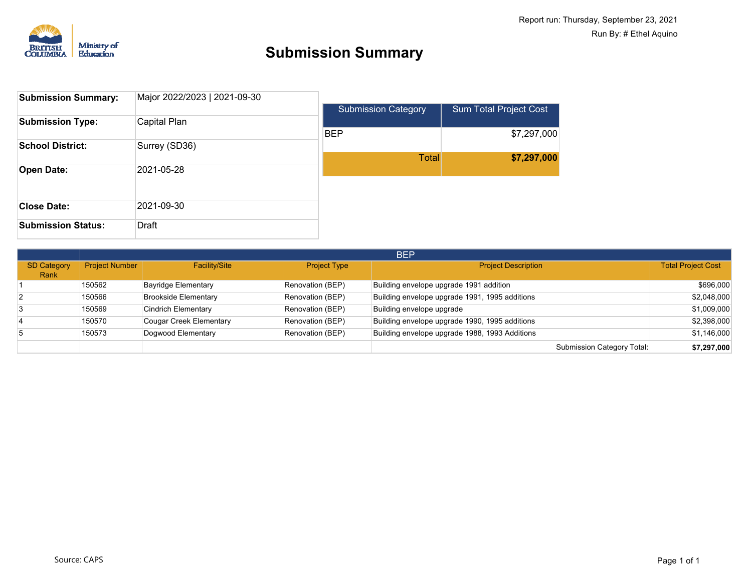Report run: Thursday, September 23, 2021

Run By: # Ethel Aquino

British Columbia Ministry of Education

# Submission Summary

| | |
|---|---|
| **Submission Summary:** | Major 2022/2023 \| 2021-09-30 |
| **Submission Type:** | Capital Plan |
| **School District:** | Surrey (SD36) |
| **Open Date:** | 2021-05-28 |
| **Close Date:** | 2021-09-30 |
| **Submission Status:** | Draft |

| Submission Category | Sum Total Project Cost |
|---|---|
| BEP | $7,297,000 |
| Total | **$7,297,000** |

| | BEP | | | | |
|---|---|---|---|---|---|
| SD Category Rank | Project Number | Facility/Site | Project Type | Project Description | Total Project Cost |
| 1 | 150562 | Bayridge Elementary | Renovation (BEP) | Building envelope upgrade 1991 addition | $696,000 |
| 2 | 150566 | Brookside Elementary | Renovation (BEP) | Building envelope upgrade 1991, 1995 additions | $2,048,000 |
| 3 | 150569 | Cindrich Elementary | Renovation (BEP) | Building envelope upgrade | $1,009,000 |
| 4 | 150570 | Cougar Creek Elementary | Renovation (BEP) | Building envelope upgrade 1990, 1995 additions | $2,398,000 |
| 5 | 150573 | Dogwood Elementary | Renovation (BEP) | Building envelope upgrade 1988, 1993 Additions | $1,146,000 |
| | | | | Submission Category Total: | **$7,297,000** |

Source: CAPS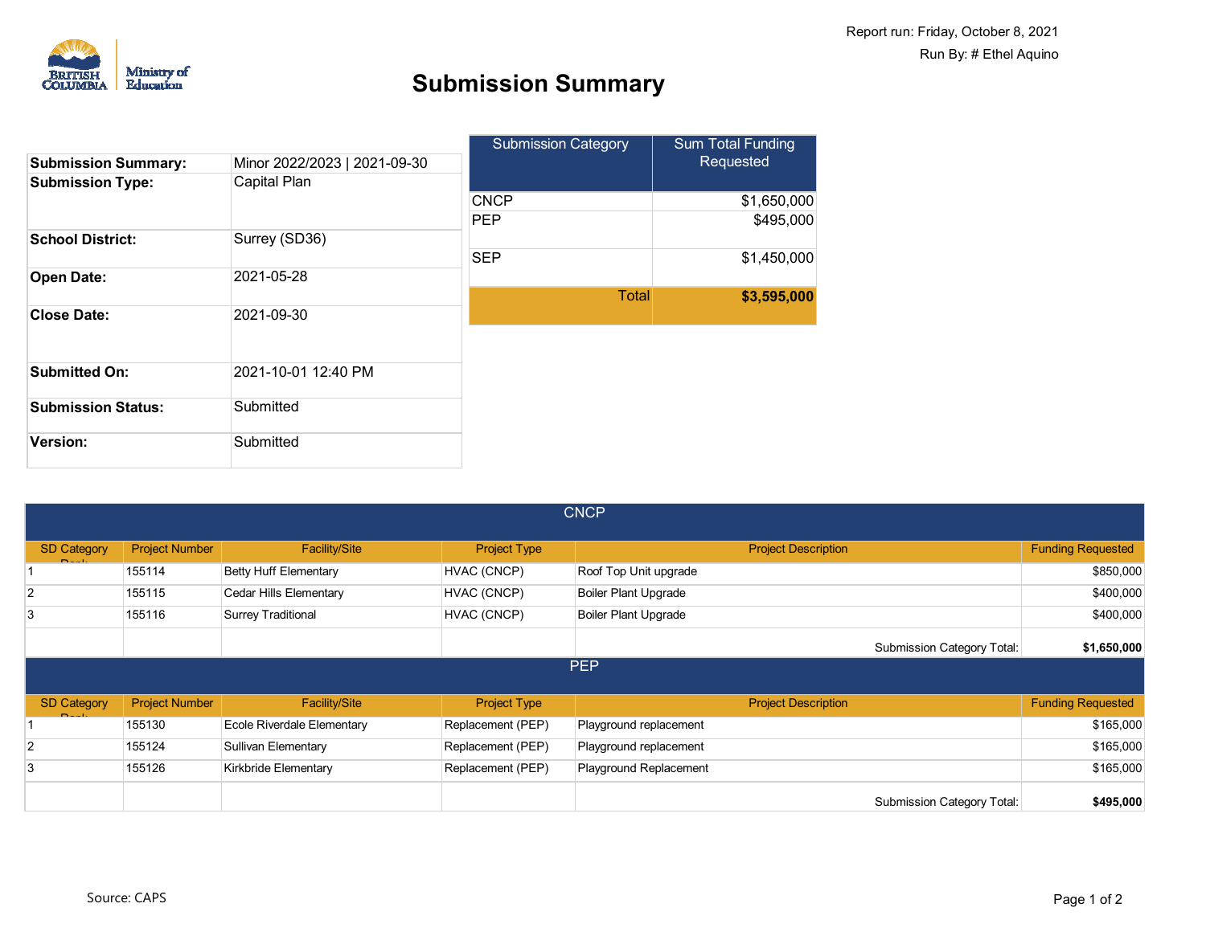Report run: Friday, October 8, 2021

Run By: # Ethel Aquino

# Submission Summary

| | |
|---|---|
| **Submission Summary:** | Minor 2022/2023 \| 2021-09-30 |
| **Submission Type:** | Capital Plan |
| **School District:** | Surrey (SD36) |
| **Open Date:** | 2021-05-28 |
| **Close Date:** | 2021-09-30 |
| **Submitted On:** | 2021-10-01 12:40 PM |
| **Submission Status:** | Submitted |
| **Version:** | Submitted |

| Submission Category | Sum Total Funding Requested |
|---|---:|
| CNCP | $1,650,000 |
| PEP | $495,000 |
| SEP | $1,450,000 |
| Total | **$3,595,000** |

## CNCP

| SD Category Rank | Project Number | Facility/Site | Project Type | Project Description | Funding Requested |
|---|---|---|---|---|---:|
| 1 | 155114 | Betty Huff Elementary | HVAC (CNCP) | Roof Top Unit upgrade | $850,000 |
| 2 | 155115 | Cedar Hills Elementary | HVAC (CNCP) | Boiler Plant Upgrade | $400,000 |
| 3 | 155116 | Surrey Traditional | HVAC (CNCP) | Boiler Plant Upgrade | $400,000 |
| | | | | Submission Category Total: | **$1,650,000** |

## PEP

| SD Category Rank | Project Number | Facility/Site | Project Type | Project Description | Funding Requested |
|---|---|---|---|---|---:|
| 1 | 155130 | Ecole Riverdale Elementary | Replacement (PEP) | Playground replacement | $165,000 |
| 2 | 155124 | Sullivan Elementary | Replacement (PEP) | Playground replacement | $165,000 |
| 3 | 155126 | Kirkbride Elementary | Replacement (PEP) | Playground Replacement | $165,000 |
| | | | | Submission Category Total: | **$495,000** |

Source: CAPS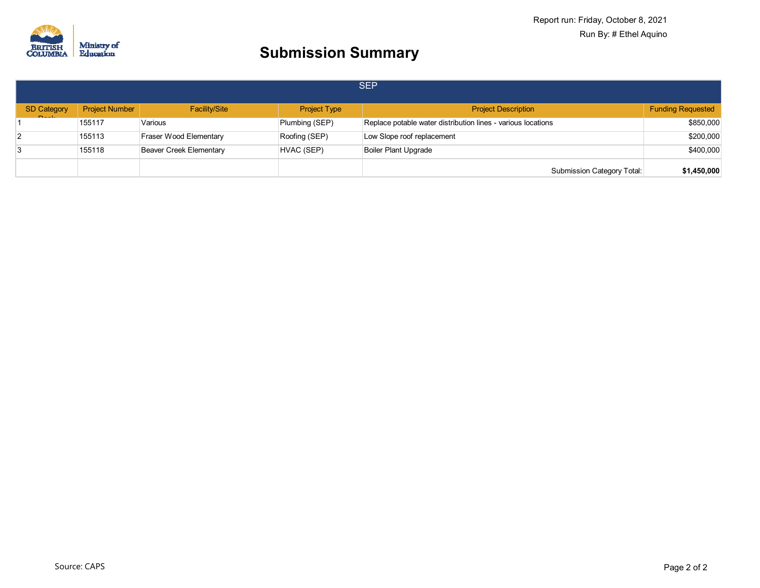Report run: Friday, October 8, 2021

Run By: # Ethel Aquino

# Submission Summary

| SEP | | | | | |
|---|---|---|---|---|---|
| SD Category Rank | Project Number | Facility/Site | Project Type | Project Description | Funding Requested |
| 1 | 155117 | Various | Plumbing (SEP) | Replace potable water distribution lines - various locations | $850,000 |
| 2 | 155113 | Fraser Wood Elementary | Roofing (SEP) | Low Slope roof replacement | $200,000 |
| 3 | 155118 | Beaver Creek Elementary | HVAC (SEP) | Boiler Plant Upgrade | $400,000 |
| | | | | Submission Category Total: | **$1,450,000** |

Source: CAPS